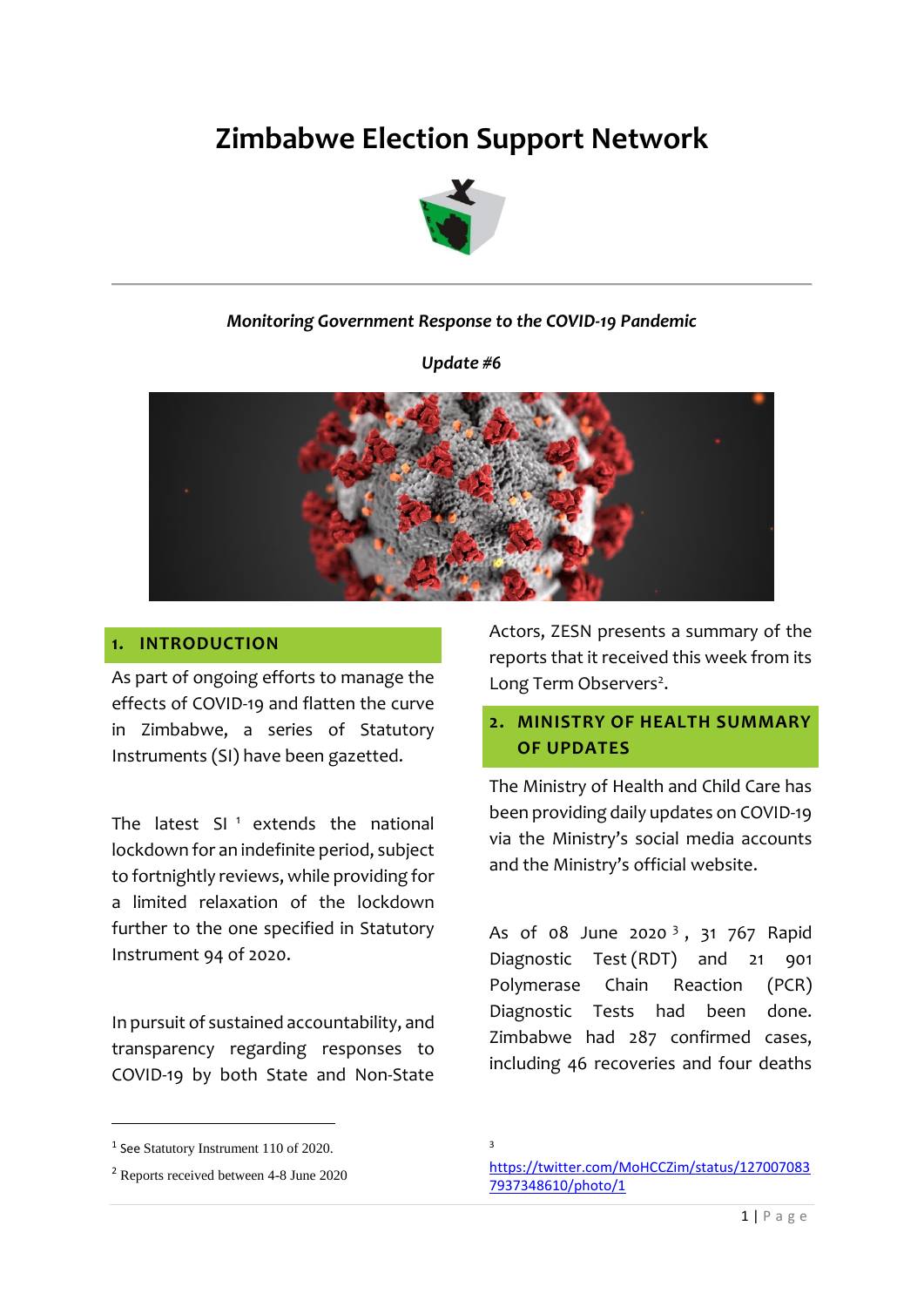# Zimbabwe Election Support Network

***Monitoring Government Response to the COVID-19 Pandemic***

***Update #6***

## 1. INTRODUCTION

As part of ongoing efforts to manage the effects of COVID-19 and flatten the curve in Zimbabwe, a series of Statutory Instruments (SI) have been gazetted.

The latest SI [1] extends the national lockdown for an indefinite period, subject to fortnightly reviews, while providing for a limited relaxation of the lockdown further to the one specified in Statutory Instrument 94 of 2020.

In pursuit of sustained accountability, and transparency regarding responses to COVID-19 by both State and Non-State Actors, ZESN presents a summary of the reports that it received this week from its Long Term Observers[2].

## 2. MINISTRY OF HEALTH SUMMARY OF UPDATES

The Ministry of Health and Child Care has been providing daily updates on COVID-19 via the Ministry's social media accounts and the Ministry's official website.

As of 08 June 2020 [3], 31 767 Rapid Diagnostic Test (RDT) and 21 901 Polymerase Chain Reaction (PCR) Diagnostic Tests had been done. Zimbabwe had 287 confirmed cases, including 46 recoveries and four deaths

---

[1] See Statutory Instrument 110 of 2020.

[2] Reports received between 4-8 June 2020

[3] https://twitter.com/MoHCCZim/status/1270070837937348610/photo/1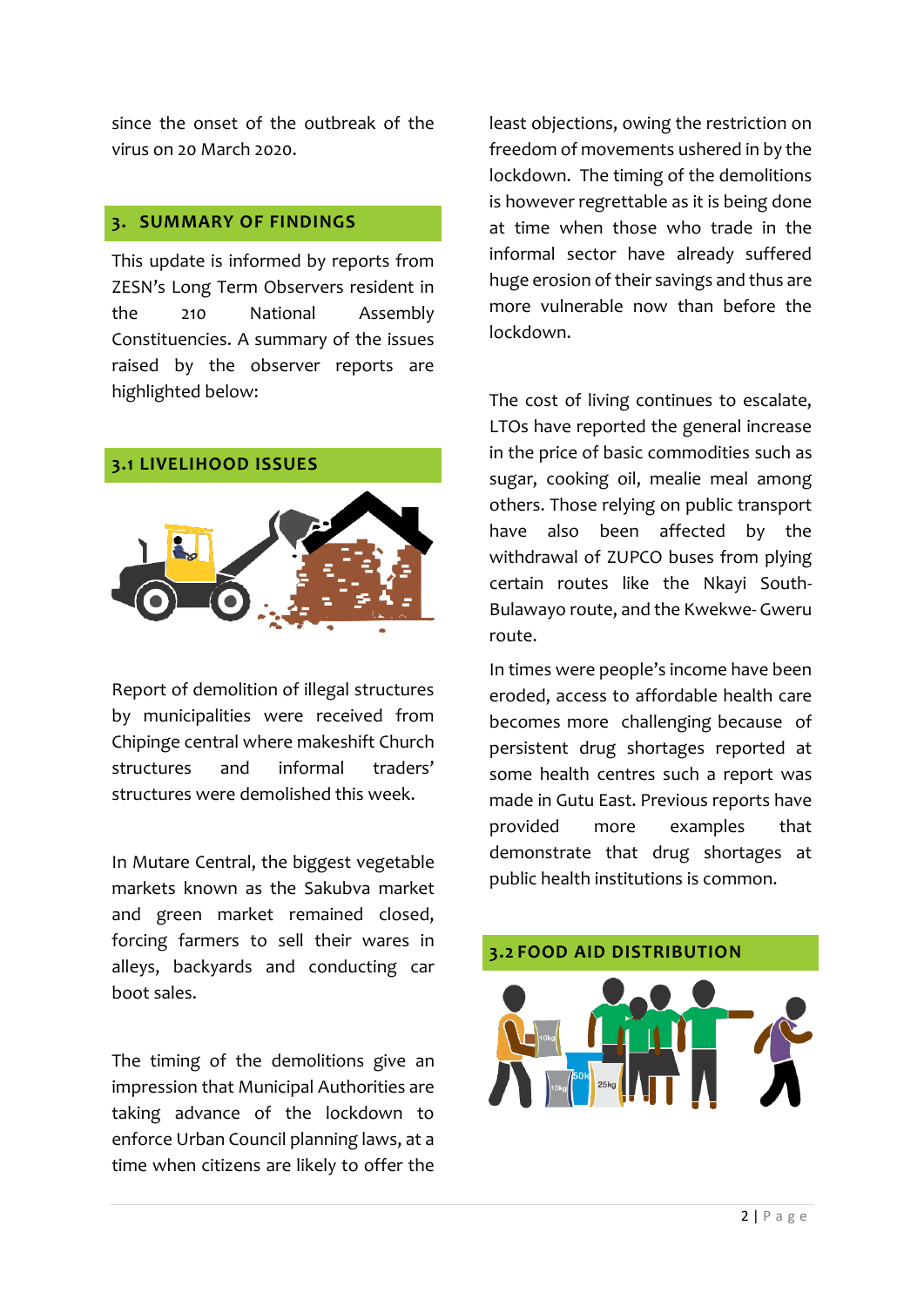since the onset of the outbreak of the virus on 20 March 2020.

## 3. SUMMARY OF FINDINGS

This update is informed by reports from ZESN's Long Term Observers resident in the 210 National Assembly Constituencies. A summary of the issues raised by the observer reports are highlighted below:

### 3.1 LIVELIHOOD ISSUES

Report of demolition of illegal structures by municipalities were received from Chipinge central where makeshift Church structures and informal traders' structures were demolished this week.

In Mutare Central, the biggest vegetable markets known as the Sakubva market and green market remained closed, forcing farmers to sell their wares in alleys, backyards and conducting car boot sales.

The timing of the demolitions give an impression that Municipal Authorities are taking advance of the lockdown to enforce Urban Council planning laws, at a time when citizens are likely to offer the least objections, owing the restriction on freedom of movements ushered in by the lockdown. The timing of the demolitions is however regrettable as it is being done at time when those who trade in the informal sector have already suffered huge erosion of their savings and thus are more vulnerable now than before the lockdown.

The cost of living continues to escalate, LTOs have reported the general increase in the price of basic commodities such as sugar, cooking oil, mealie meal among others. Those relying on public transport have also been affected by the withdrawal of ZUPCO buses from plying certain routes like the Nkayi South-Bulawayo route, and the Kwekwe- Gweru route.

In times were people's income have been eroded, access to affordable health care becomes more challenging because of persistent drug shortages reported at some health centres such a report was made in Gutu East. Previous reports have provided more examples that demonstrate that drug shortages at public health institutions is common.

### 3.2 FOOD AID DISTRIBUTION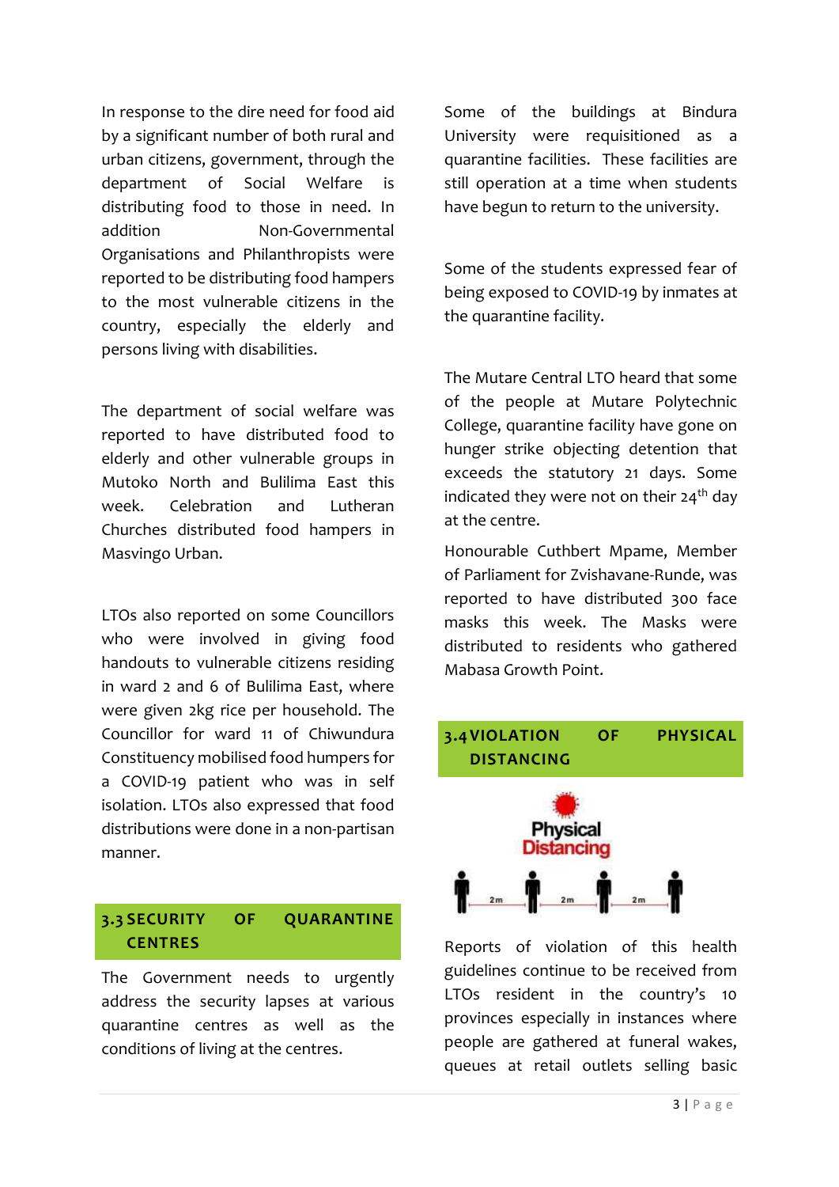In response to the dire need for food aid by a significant number of both rural and urban citizens, government, through the department of Social Welfare is distributing food to those in need. In addition Non-Governmental Organisations and Philanthropists were reported to be distributing food hampers to the most vulnerable citizens in the country, especially the elderly and persons living with disabilities.

The department of social welfare was reported to have distributed food to elderly and other vulnerable groups in Mutoko North and Bulilima East this week. Celebration and Lutheran Churches distributed food hampers in Masvingo Urban.

LTOs also reported on some Councillors who were involved in giving food handouts to vulnerable citizens residing in ward 2 and 6 of Bulilima East, where were given 2kg rice per household. The Councillor for ward 11 of Chiwundura Constituency mobilised food humpers for a COVID-19 patient who was in self isolation. LTOs also expressed that food distributions were done in a non-partisan manner.

## 3.3 SECURITY OF QUARANTINE CENTRES

The Government needs to urgently address the security lapses at various quarantine centres as well as the conditions of living at the centres.

Some of the buildings at Bindura University were requisitioned as a quarantine facilities. These facilities are still operation at a time when students have begun to return to the university.

Some of the students expressed fear of being exposed to COVID-19 by inmates at the quarantine facility.

The Mutare Central LTO heard that some of the people at Mutare Polytechnic College, quarantine facility have gone on hunger strike objecting detention that exceeds the statutory 21 days. Some indicated they were not on their 24th day at the centre.

Honourable Cuthbert Mpame, Member of Parliament for Zvishavane-Runde, was reported to have distributed 300 face masks this week. The Masks were distributed to residents who gathered Mabasa Growth Point.

## 3.4 VIOLATION OF PHYSICAL DISTANCING

Reports of violation of this health guidelines continue to be received from LTOs resident in the country's 10 provinces especially in instances where people are gathered at funeral wakes, queues at retail outlets selling basic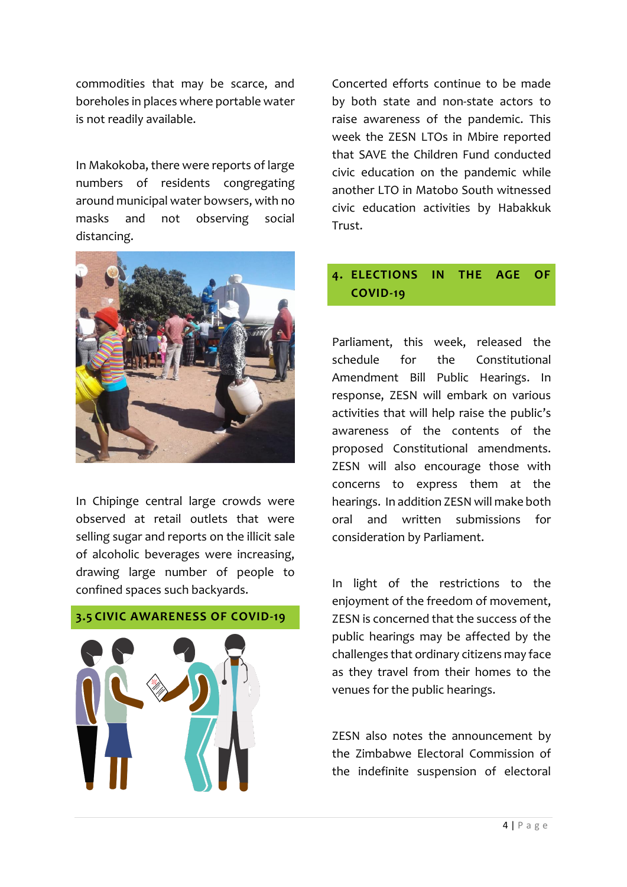commodities that may be scarce, and boreholes in places where portable water is not readily available.

In Makokoba, there were reports of large numbers of residents congregating around municipal water bowsers, with no masks and not observing social distancing.

In Chipinge central large crowds were observed at retail outlets that were selling sugar and reports on the illicit sale of alcoholic beverages were increasing, drawing large number of people to confined spaces such backyards.

## 3.5 CIVIC AWARENESS OF COVID-19

Concerted efforts continue to be made by both state and non-state actors to raise awareness of the pandemic. This week the ZESN LTOs in Mbire reported that SAVE the Children Fund conducted civic education on the pandemic while another LTO in Matobo South witnessed civic education activities by Habakkuk Trust.

## 4. ELECTIONS IN THE AGE OF COVID-19

Parliament, this week, released the schedule for the Constitutional Amendment Bill Public Hearings. In response, ZESN will embark on various activities that will help raise the public's awareness of the contents of the proposed Constitutional amendments. ZESN will also encourage those with concerns to express them at the hearings. In addition ZESN will make both oral and written submissions for consideration by Parliament.

In light of the restrictions to the enjoyment of the freedom of movement, ZESN is concerned that the success of the public hearings may be affected by the challenges that ordinary citizens may face as they travel from their homes to the venues for the public hearings.

ZESN also notes the announcement by the Zimbabwe Electoral Commission of the indefinite suspension of electoral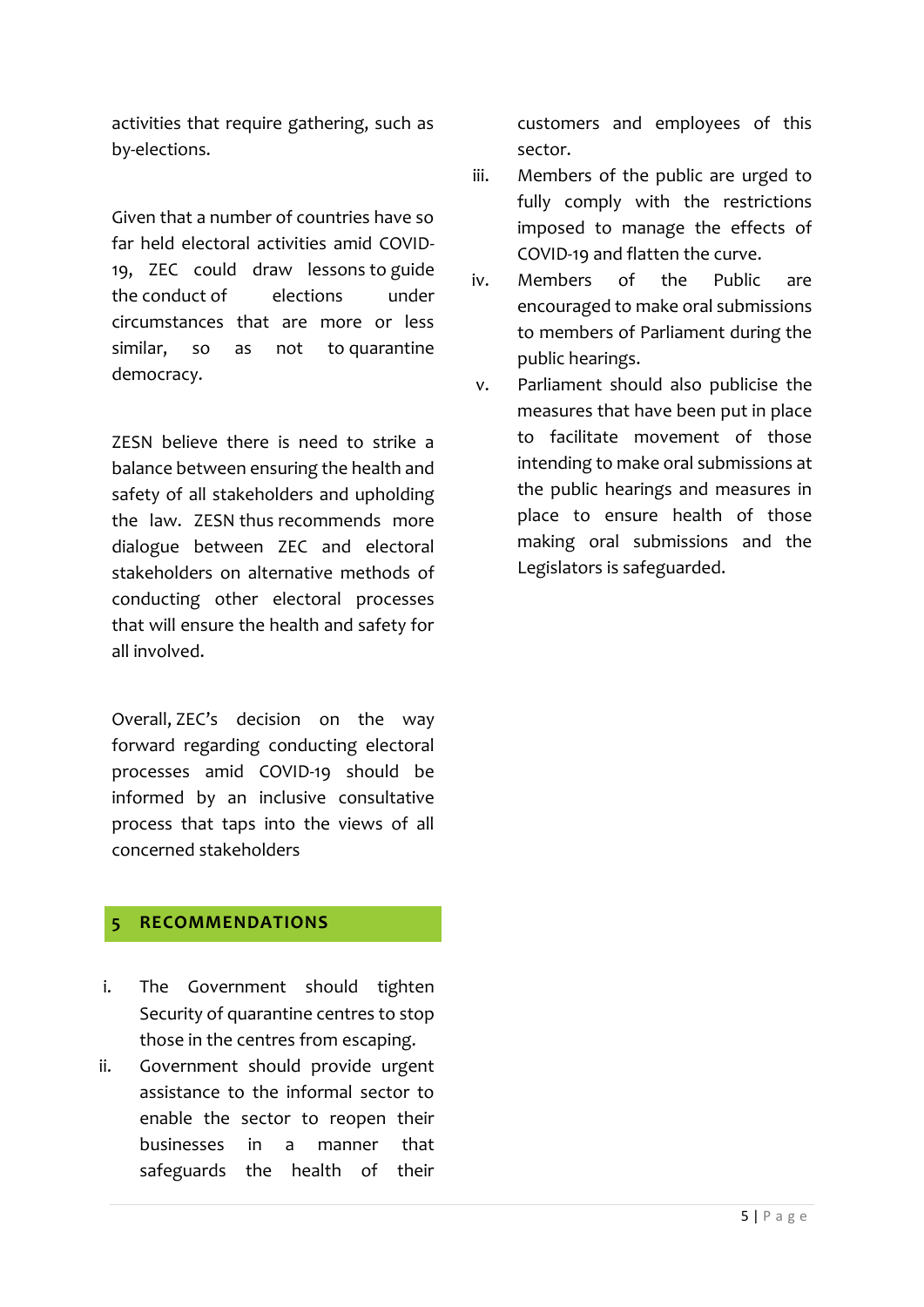activities that require gathering, such as by-elections.

Given that a number of countries have so far held electoral activities amid COVID-19, ZEC could draw lessons to guide the conduct of elections under circumstances that are more or less similar, so as not to quarantine democracy.

ZESN believe there is need to strike a balance between ensuring the health and safety of all stakeholders and upholding the law. ZESN thus recommends more dialogue between ZEC and electoral stakeholders on alternative methods of conducting other electoral processes that will ensure the health and safety for all involved.

Overall, ZEC's decision on the way forward regarding conducting electoral processes amid COVID-19 should be informed by an inclusive consultative process that taps into the views of all concerned stakeholders

## 5 RECOMMENDATIONS

i. The Government should tighten Security of quarantine centres to stop those in the centres from escaping.
ii. Government should provide urgent assistance to the informal sector to enable the sector to reopen their businesses in a manner that safeguards the health of their customers and employees of this sector.
iii. Members of the public are urged to fully comply with the restrictions imposed to manage the effects of COVID-19 and flatten the curve.
iv. Members of the Public are encouraged to make oral submissions to members of Parliament during the public hearings.
v. Parliament should also publicise the measures that have been put in place to facilitate movement of those intending to make oral submissions at the public hearings and measures in place to ensure health of those making oral submissions and the Legislators is safeguarded.